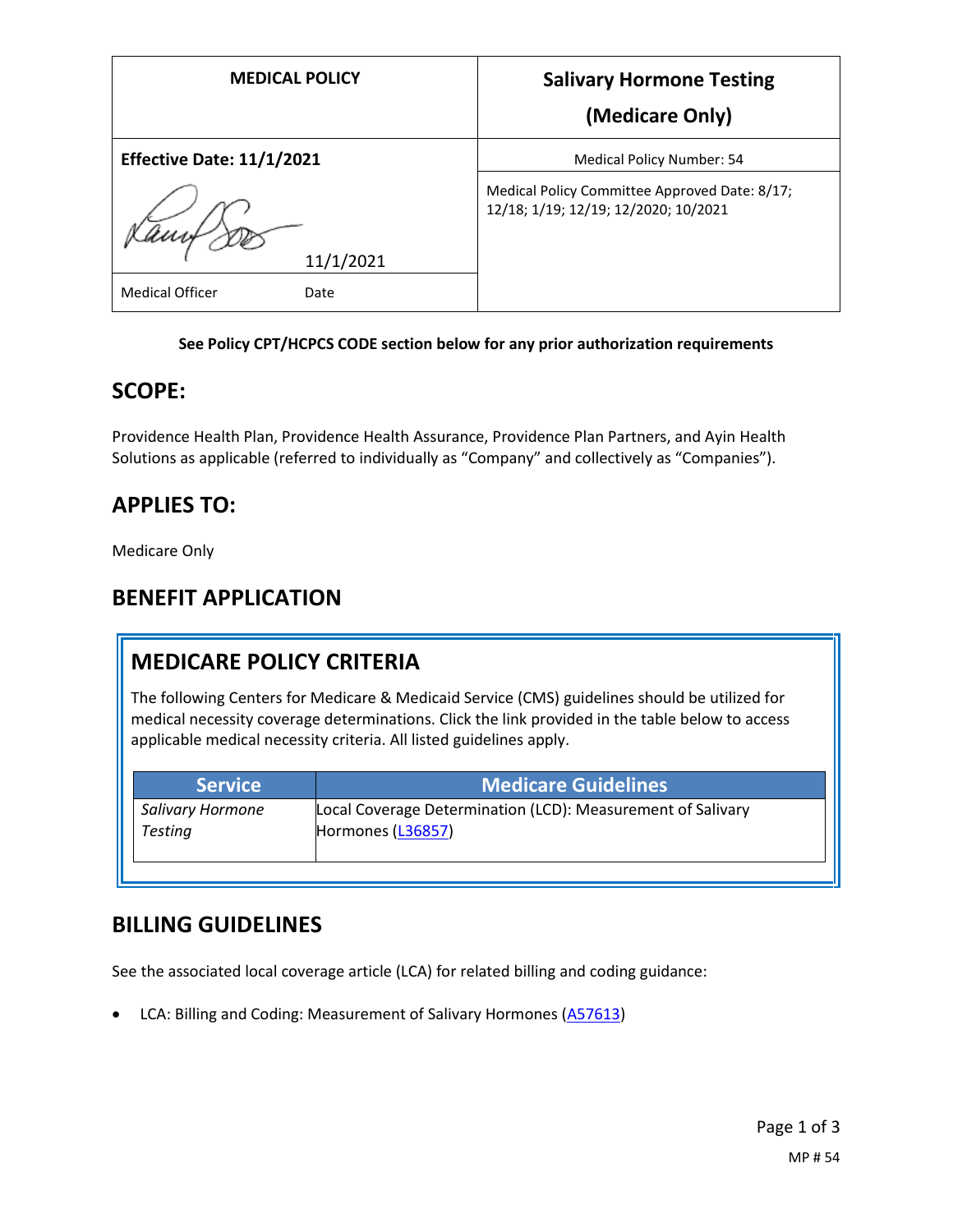| MEDICAL POLICY | Salivary Hormone Testing (Medicare Only) |
|---|---|
| **Effective Date: 11/1/2021** | Medical Policy Number: 54 |
| 11/1/2021 | Medical Policy Committee Approved Date: 8/17; 12/18; 1/19; 12/19; 12/2020; 10/2021 |
| Medical Officer Date | |

**See Policy CPT/HCPCS CODE section below for any prior authorization requirements**

## SCOPE:

Providence Health Plan, Providence Health Assurance, Providence Plan Partners, and Ayin Health Solutions as applicable (referred to individually as "Company" and collectively as "Companies").

## APPLIES TO:

Medicare Only

## BENEFIT APPLICATION

## MEDICARE POLICY CRITERIA

The following Centers for Medicare & Medicaid Service (CMS) guidelines should be utilized for medical necessity coverage determinations. Click the link provided in the table below to access applicable medical necessity criteria. All listed guidelines apply.

| Service | Medicare Guidelines |
|---|---|
| *Salivary Hormone Testing* | Local Coverage Determination (LCD): Measurement of Salivary Hormones (L36857) |

## BILLING GUIDELINES

See the associated local coverage article (LCA) for related billing and coding guidance:

- LCA: Billing and Coding: Measurement of Salivary Hormones (A57613)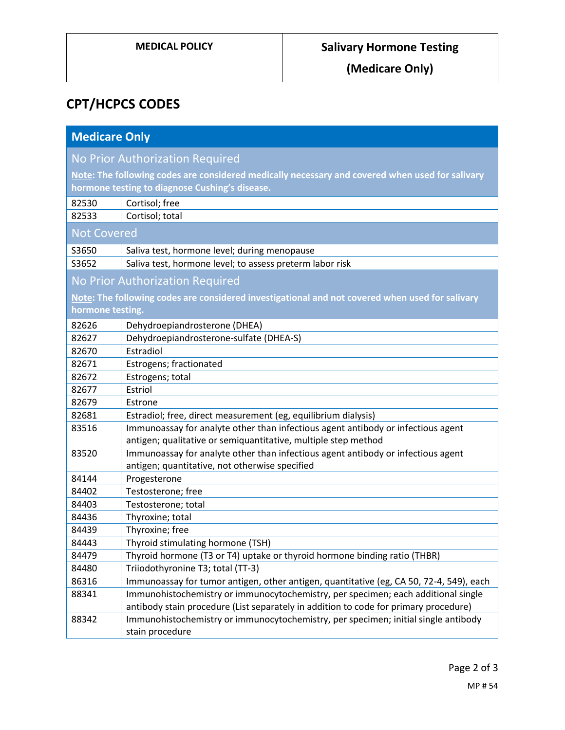## CPT/HCPCS CODES

| Medicare Only | |
|---|---|
| **No Prior Authorization Required** | |
| **Note: The following codes are considered medically necessary and covered when used for salivary hormone testing to diagnose Cushing's disease.** | |
| 82530 | Cortisol; free |
| 82533 | Cortisol; total |
| **Not Covered** | |
| S3650 | Saliva test, hormone level; during menopause |
| S3652 | Saliva test, hormone level; to assess preterm labor risk |
| **No Prior Authorization Required** | |
| **Note: The following codes are considered investigational and not covered when used for salivary hormone testing.** | |
| 82626 | Dehydroepiandrosterone (DHEA) |
| 82627 | Dehydroepiandrosterone-sulfate (DHEA-S) |
| 82670 | Estradiol |
| 82671 | Estrogens; fractionated |
| 82672 | Estrogens; total |
| 82677 | Estriol |
| 82679 | Estrone |
| 82681 | Estradiol; free, direct measurement (eg, equilibrium dialysis) |
| 83516 | Immunoassay for analyte other than infectious agent antibody or infectious agent antigen; qualitative or semiquantitative, multiple step method |
| 83520 | Immunoassay for analyte other than infectious agent antibody or infectious agent antigen; quantitative, not otherwise specified |
| 84144 | Progesterone |
| 84402 | Testosterone; free |
| 84403 | Testosterone; total |
| 84436 | Thyroxine; total |
| 84439 | Thyroxine; free |
| 84443 | Thyroid stimulating hormone (TSH) |
| 84479 | Thyroid hormone (T3 or T4) uptake or thyroid hormone binding ratio (THBR) |
| 84480 | Triiodothyronine T3; total (TT-3) |
| 86316 | Immunoassay for tumor antigen, other antigen, quantitative (eg, CA 50, 72-4, 549), each |
| 88341 | Immunohistochemistry or immunocytochemistry, per specimen; each additional single antibody stain procedure (List separately in addition to code for primary procedure) |
| 88342 | Immunohistochemistry or immunocytochemistry, per specimen; initial single antibody stain procedure |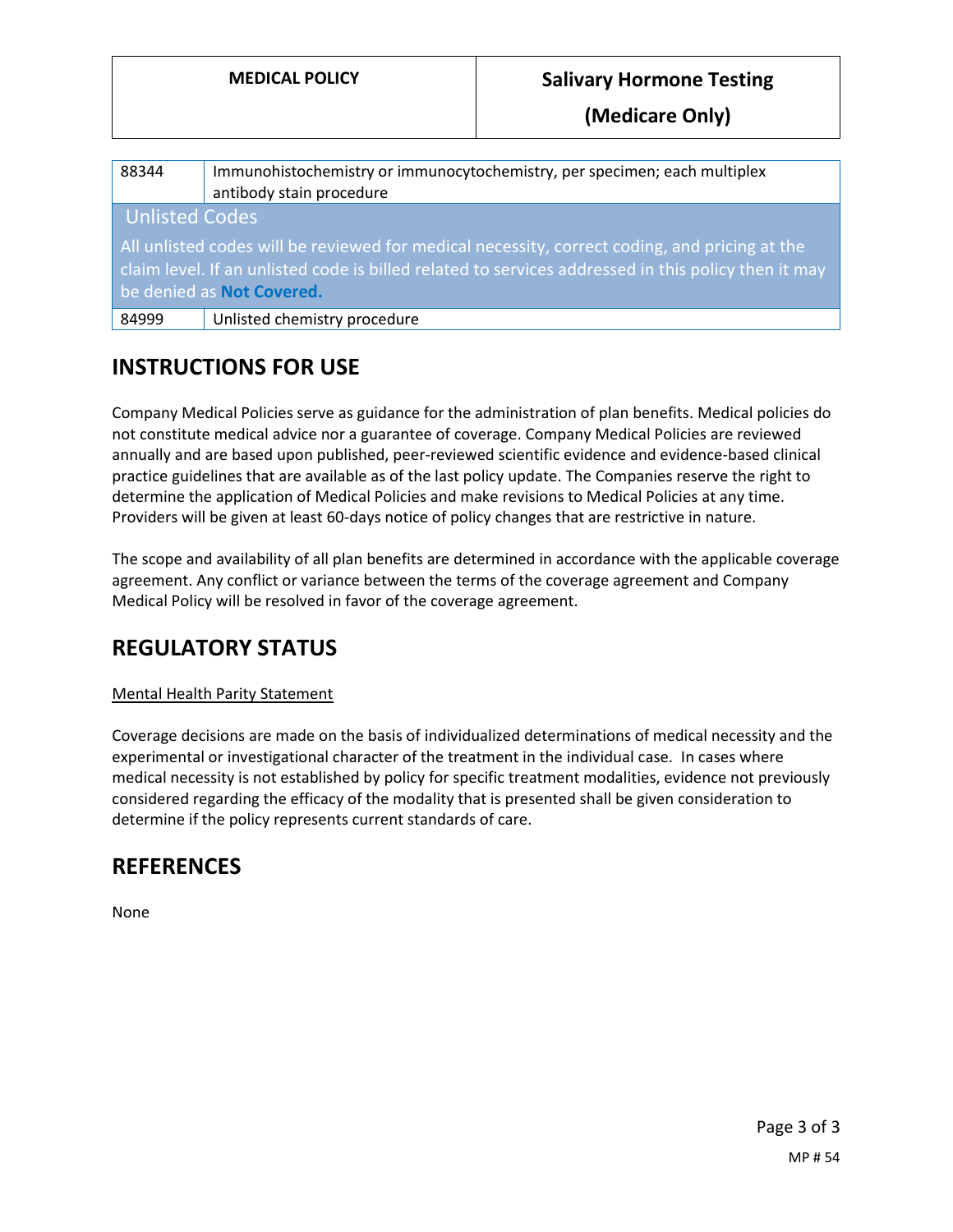| | |
|---|---|
| 88344 | Immunohistochemistry or immunocytochemistry, per specimen; each multiplex antibody stain procedure |
| **Unlisted Codes** | |
| All unlisted codes will be reviewed for medical necessity, correct coding, and pricing at the claim level. If an unlisted code is billed related to services addressed in this policy then it may be denied as **Not Covered.** | |
| 84999 | Unlisted chemistry procedure |

## INSTRUCTIONS FOR USE

Company Medical Policies serve as guidance for the administration of plan benefits. Medical policies do not constitute medical advice nor a guarantee of coverage. Company Medical Policies are reviewed annually and are based upon published, peer-reviewed scientific evidence and evidence-based clinical practice guidelines that are available as of the last policy update. The Companies reserve the right to determine the application of Medical Policies and make revisions to Medical Policies at any time. Providers will be given at least 60-days notice of policy changes that are restrictive in nature.

The scope and availability of all plan benefits are determined in accordance with the applicable coverage agreement. Any conflict or variance between the terms of the coverage agreement and Company Medical Policy will be resolved in favor of the coverage agreement.

## REGULATORY STATUS

Mental Health Parity Statement

Coverage decisions are made on the basis of individualized determinations of medical necessity and the experimental or investigational character of the treatment in the individual case. In cases where medical necessity is not established by policy for specific treatment modalities, evidence not previously considered regarding the efficacy of the modality that is presented shall be given consideration to determine if the policy represents current standards of care.

## REFERENCES

None